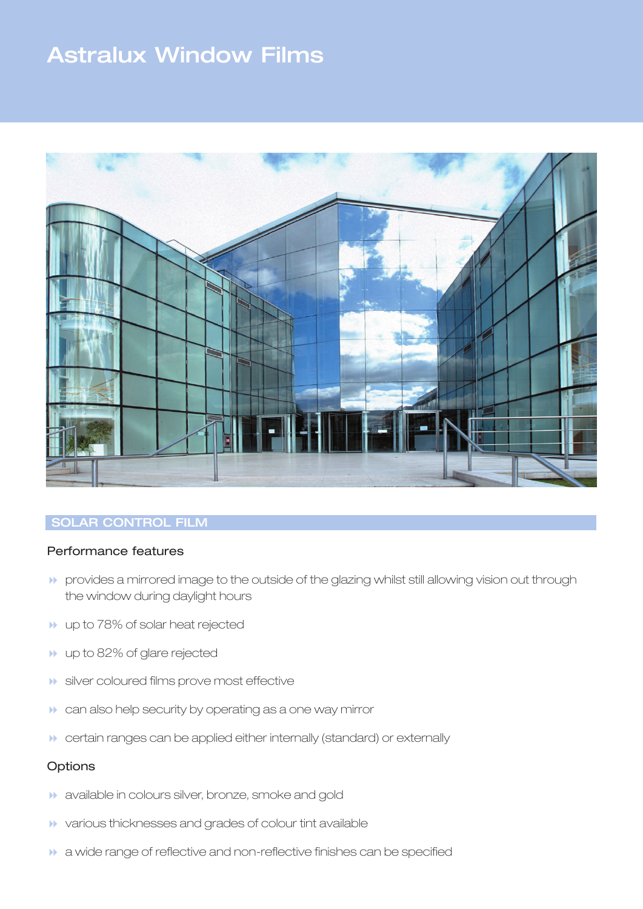# Astralux Window Films

## SOLAR CONTROL FILM

### Performance features

- provides a mirrored image to the outside of the glazing whilst still allowing vision out through the window during daylight hours
- up to 78% of solar heat rejected
- up to 82% of glare rejected
- silver coloured films prove most effective
- can also help security by operating as a one way mirror
- certain ranges can be applied either internally (standard) or externally

### Options

- available in colours silver, bronze, smoke and gold
- various thicknesses and grades of colour tint available
- a wide range of reflective and non-reflective finishes can be specified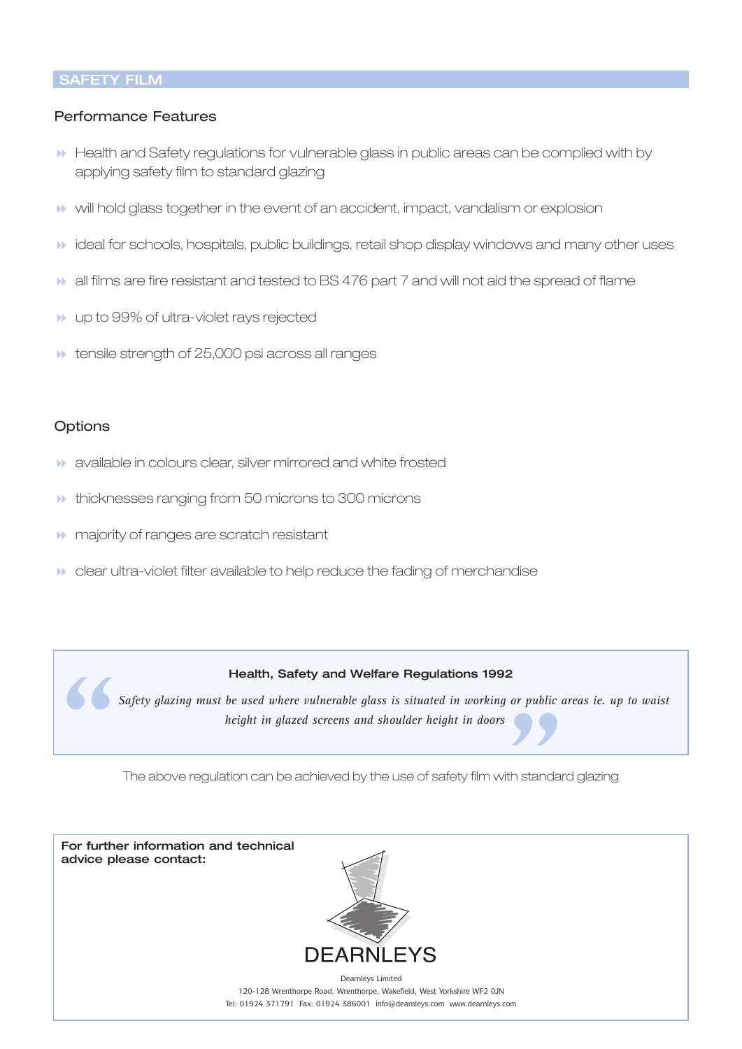## SAFETY FILM

### Performance Features

- Health and Safety regulations for vulnerable glass in public areas can be complied with by applying safety film to standard glazing
- will hold glass together in the event of an accident, impact, vandalism or explosion
- ideal for schools, hospitals, public buildings, retail shop display windows and many other uses
- all films are fire resistant and tested to BS 476 part 7 and will not aid the spread of flame
- up to 99% of ultra-violet rays rejected
- tensile strength of 25,000 psi across all ranges

### Options

- available in colours clear, silver mirrored and white frosted
- thicknesses ranging from 50 microns to 300 microns
- majority of ranges are scratch resistant
- clear ultra-violet filter available to help reduce the fading of merchandise

> **Health, Safety and Welfare Regulations 1992**
>
> *"Safety glazing must be used where vulnerable glass is situated in working or public areas ie. up to waist height in glazed screens and shoulder height in doors"*

The above regulation can be achieved by the use of safety film with standard glazing

**For further information and technical advice please contact:**

DEARNLEYS

Dearnleys Limited
120-128 Wrenthorpe Road, Wrenthorpe, Wakefield, West Yorkshire WF2 0JN
Tel: 01924 371791 Fax: 01924 386001 info@dearnleys.com www.dearnleys.com